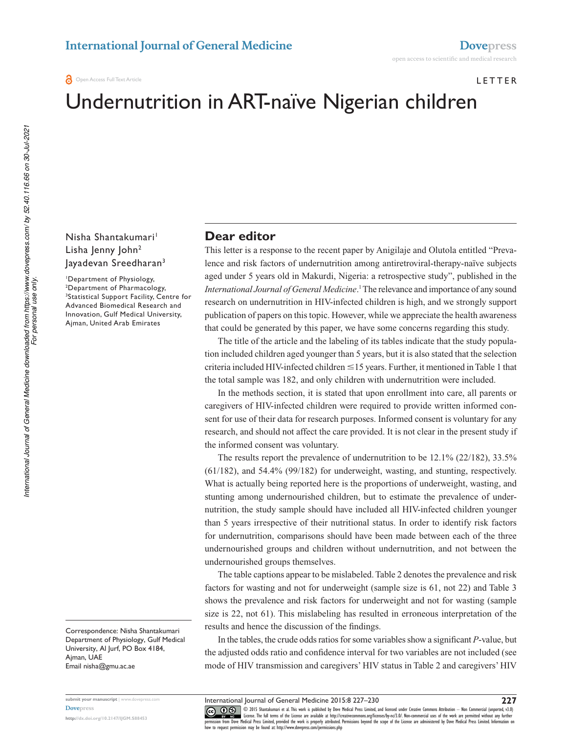LETTER

# Undernutrition in ART-naïve Nigerian children

Nisha Shantakumari[1]
Lisha Jenny John[2]
Jayadevan Sreedharan[3]

[1]Department of Physiology, [2]Department of Pharmacology, [3]Statistical Support Facility, Centre for Advanced Biomedical Research and Innovation, Gulf Medical University, Ajman, United Arab Emirates

Correspondence: Nisha Shantakumari
Department of Physiology, Gulf Medical University, Al Jurf, PO Box 4184, Ajman, UAE
Email nisha@gmu.ac.ae

## Dear editor

This letter is a response to the recent paper by Anigilaje and Olutola entitled "Prevalence and risk factors of undernutrition among antiretroviral-therapy-naïve subjects aged under 5 years old in Makurdi, Nigeria: a retrospective study", published in the *International Journal of General Medicine*.[1] The relevance and importance of any sound research on undernutrition in HIV-infected children is high, and we strongly support publication of papers on this topic. However, while we appreciate the health awareness that could be generated by this paper, we have some concerns regarding this study.

The title of the article and the labeling of its tables indicate that the study population included children aged younger than 5 years, but it is also stated that the selection criteria included HIV-infected children ≤15 years. Further, it mentioned in Table 1 that the total sample was 182, and only children with undernutrition were included.

In the methods section, it is stated that upon enrollment into care, all parents or caregivers of HIV-infected children were required to provide written informed consent for use of their data for research purposes. Informed consent is voluntary for any research, and should not affect the care provided. It is not clear in the present study if the informed consent was voluntary.

The results report the prevalence of undernutrition to be 12.1% (22/182), 33.5% (61/182), and 54.4% (99/182) for underweight, wasting, and stunting, respectively. What is actually being reported here is the proportions of underweight, wasting, and stunting among undernourished children, but to estimate the prevalence of undernutrition, the study sample should have included all HIV-infected children younger than 5 years irrespective of their nutritional status. In order to identify risk factors for undernutrition, comparisons should have been made between each of the three undernourished groups and children without undernutrition, and not between the undernourished groups themselves.

The table captions appear to be mislabeled. Table 2 denotes the prevalence and risk factors for wasting and not for underweight (sample size is 61, not 22) and Table 3 shows the prevalence and risk factors for underweight and not for wasting (sample size is 22, not 61). This mislabeling has resulted in erroneous interpretation of the results and hence the discussion of the findings.

In the tables, the crude odds ratios for some variables show a significant *P*-value, but the adjusted odds ratio and confidence interval for two variables are not included (see mode of HIV transmission and caregivers' HIV status in Table 2 and caregivers' HIV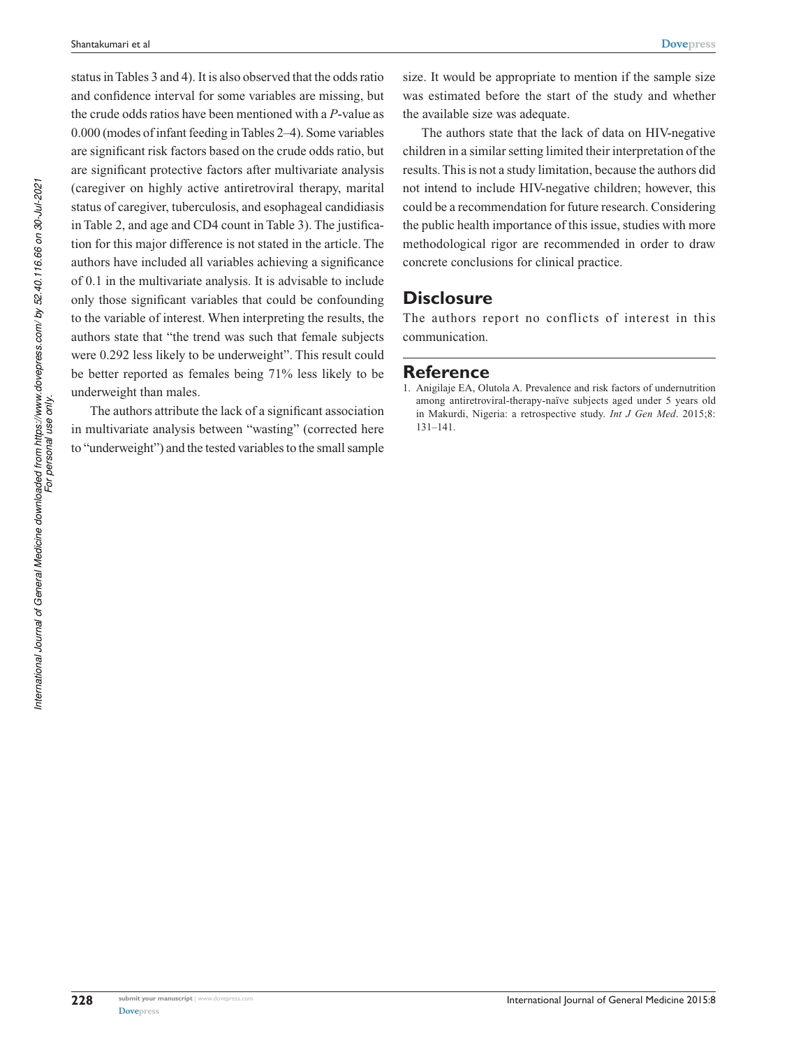status in Tables 3 and 4). It is also observed that the odds ratio and confidence interval for some variables are missing, but the crude odds ratios have been mentioned with a *P*-value as 0.000 (modes of infant feeding in Tables 2–4). Some variables are significant risk factors based on the crude odds ratio, but are significant protective factors after multivariate analysis (caregiver on highly active antiretroviral therapy, marital status of caregiver, tuberculosis, and esophageal candidiasis in Table 2, and age and CD4 count in Table 3). The justification for this major difference is not stated in the article. The authors have included all variables achieving a significance of 0.1 in the multivariate analysis. It is advisable to include only those significant variables that could be confounding to the variable of interest. When interpreting the results, the authors state that "the trend was such that female subjects were 0.292 less likely to be underweight". This result could be better reported as females being 71% less likely to be underweight than males.

The authors attribute the lack of a significant association in multivariate analysis between "wasting" (corrected here to "underweight") and the tested variables to the small sample size. It would be appropriate to mention if the sample size was estimated before the start of the study and whether the available size was adequate.

The authors state that the lack of data on HIV-negative children in a similar setting limited their interpretation of the results. This is not a study limitation, because the authors did not intend to include HIV-negative children; however, this could be a recommendation for future research. Considering the public health importance of this issue, studies with more methodological rigor are recommended in order to draw concrete conclusions for clinical practice.

## Disclosure

The authors report no conflicts of interest in this communication.

## Reference

1. Anigilaje EA, Olutola A. Prevalence and risk factors of undernutrition among antiretroviral-therapy-naïve subjects aged under 5 years old in Makurdi, Nigeria: a retrospective study. *Int J Gen Med*. 2015;8: 131–141.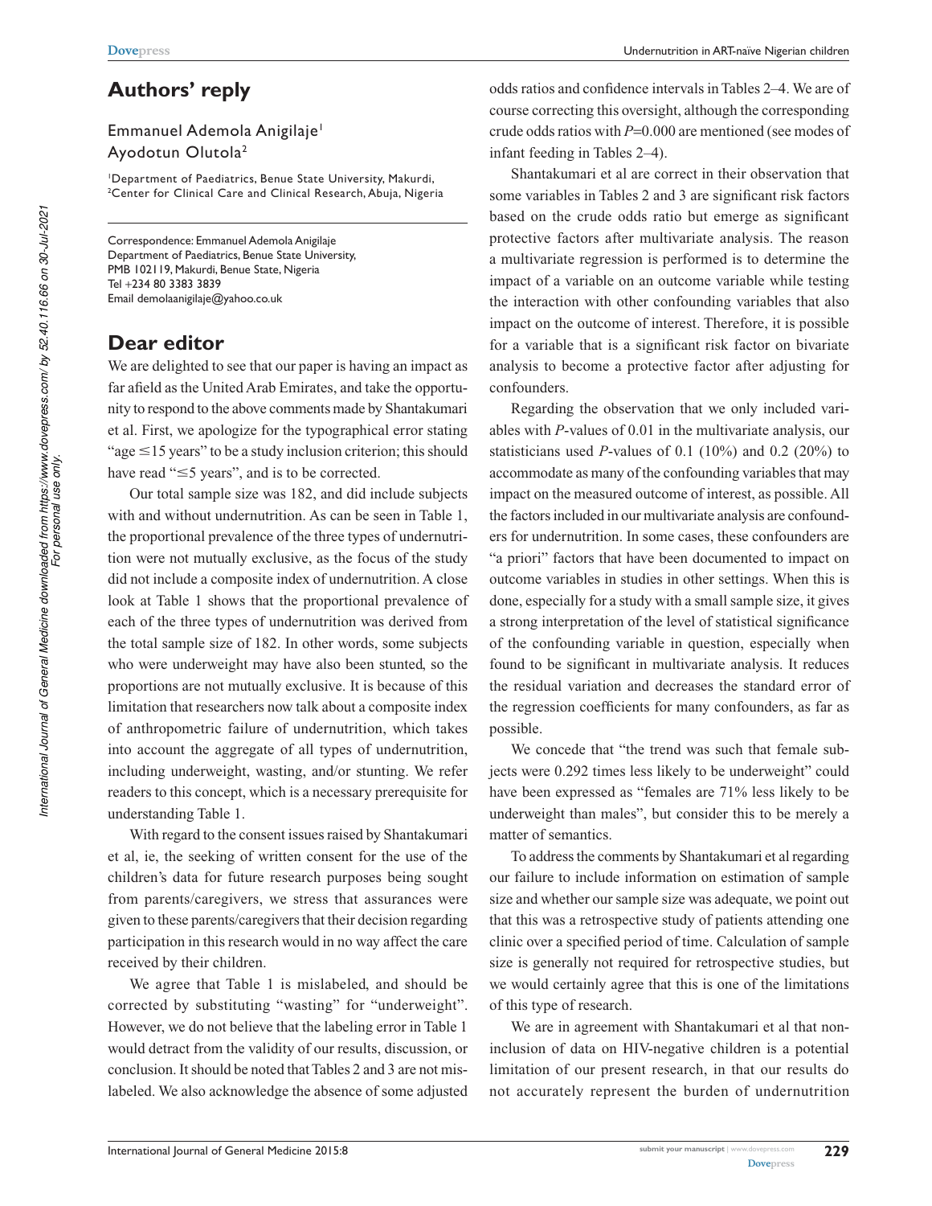## Authors' reply

Emmanuel Ademola Anigilaje[1]
Ayodotun Olutola[2]

[1]Department of Paediatrics, Benue State University, Makurdi, [2]Center for Clinical Care and Clinical Research, Abuja, Nigeria

Correspondence: Emmanuel Ademola Anigilaje
Department of Paediatrics, Benue State University, PMB 102119, Makurdi, Benue State, Nigeria
Tel +234 80 3383 3839
Email demolaanigilaje@yahoo.co.uk

## Dear editor

We are delighted to see that our paper is having an impact as far afield as the United Arab Emirates, and take the opportunity to respond to the above comments made by Shantakumari et al. First, we apologize for the typographical error stating "age ≤15 years" to be a study inclusion criterion; this should have read "≤5 years", and is to be corrected.

Our total sample size was 182, and did include subjects with and without undernutrition. As can be seen in Table 1, the proportional prevalence of the three types of undernutrition were not mutually exclusive, as the focus of the study did not include a composite index of undernutrition. A close look at Table 1 shows that the proportional prevalence of each of the three types of undernutrition was derived from the total sample size of 182. In other words, some subjects who were underweight may have also been stunted, so the proportions are not mutually exclusive. It is because of this limitation that researchers now talk about a composite index of anthropometric failure of undernutrition, which takes into account the aggregate of all types of undernutrition, including underweight, wasting, and/or stunting. We refer readers to this concept, which is a necessary prerequisite for understanding Table 1.

With regard to the consent issues raised by Shantakumari et al, ie, the seeking of written consent for the use of the children's data for future research purposes being sought from parents/caregivers, we stress that assurances were given to these parents/caregivers that their decision regarding participation in this research would in no way affect the care received by their children.

We agree that Table 1 is mislabeled, and should be corrected by substituting "wasting" for "underweight". However, we do not believe that the labeling error in Table 1 would detract from the validity of our results, discussion, or conclusion. It should be noted that Tables 2 and 3 are not mislabeled. We also acknowledge the absence of some adjusted odds ratios and confidence intervals in Tables 2–4. We are of course correcting this oversight, although the corresponding crude odds ratios with $P$=0.000 are mentioned (see modes of infant feeding in Tables 2–4).

Shantakumari et al are correct in their observation that some variables in Tables 2 and 3 are significant risk factors based on the crude odds ratio but emerge as significant protective factors after multivariate analysis. The reason a multivariate regression is performed is to determine the impact of a variable on an outcome variable while testing the interaction with other confounding variables that also impact on the outcome of interest. Therefore, it is possible for a variable that is a significant risk factor on bivariate analysis to become a protective factor after adjusting for confounders.

Regarding the observation that we only included variables with $P$-values of 0.01 in the multivariate analysis, our statisticians used $P$-values of 0.1 (10%) and 0.2 (20%) to accommodate as many of the confounding variables that may impact on the measured outcome of interest, as possible. All the factors included in our multivariate analysis are confounders for undernutrition. In some cases, these confounders are "a priori" factors that have been documented to impact on outcome variables in studies in other settings. When this is done, especially for a study with a small sample size, it gives a strong interpretation of the level of statistical significance of the confounding variable in question, especially when found to be significant in multivariate analysis. It reduces the residual variation and decreases the standard error of the regression coefficients for many confounders, as far as possible.

We concede that "the trend was such that female subjects were 0.292 times less likely to be underweight" could have been expressed as "females are 71% less likely to be underweight than males", but consider this to be merely a matter of semantics.

To address the comments by Shantakumari et al regarding our failure to include information on estimation of sample size and whether our sample size was adequate, we point out that this was a retrospective study of patients attending one clinic over a specified period of time. Calculation of sample size is generally not required for retrospective studies, but we would certainly agree that this is one of the limitations of this type of research.

We are in agreement with Shantakumari et al that non-inclusion of data on HIV-negative children is a potential limitation of our present research, in that our results do not accurately represent the burden of undernutrition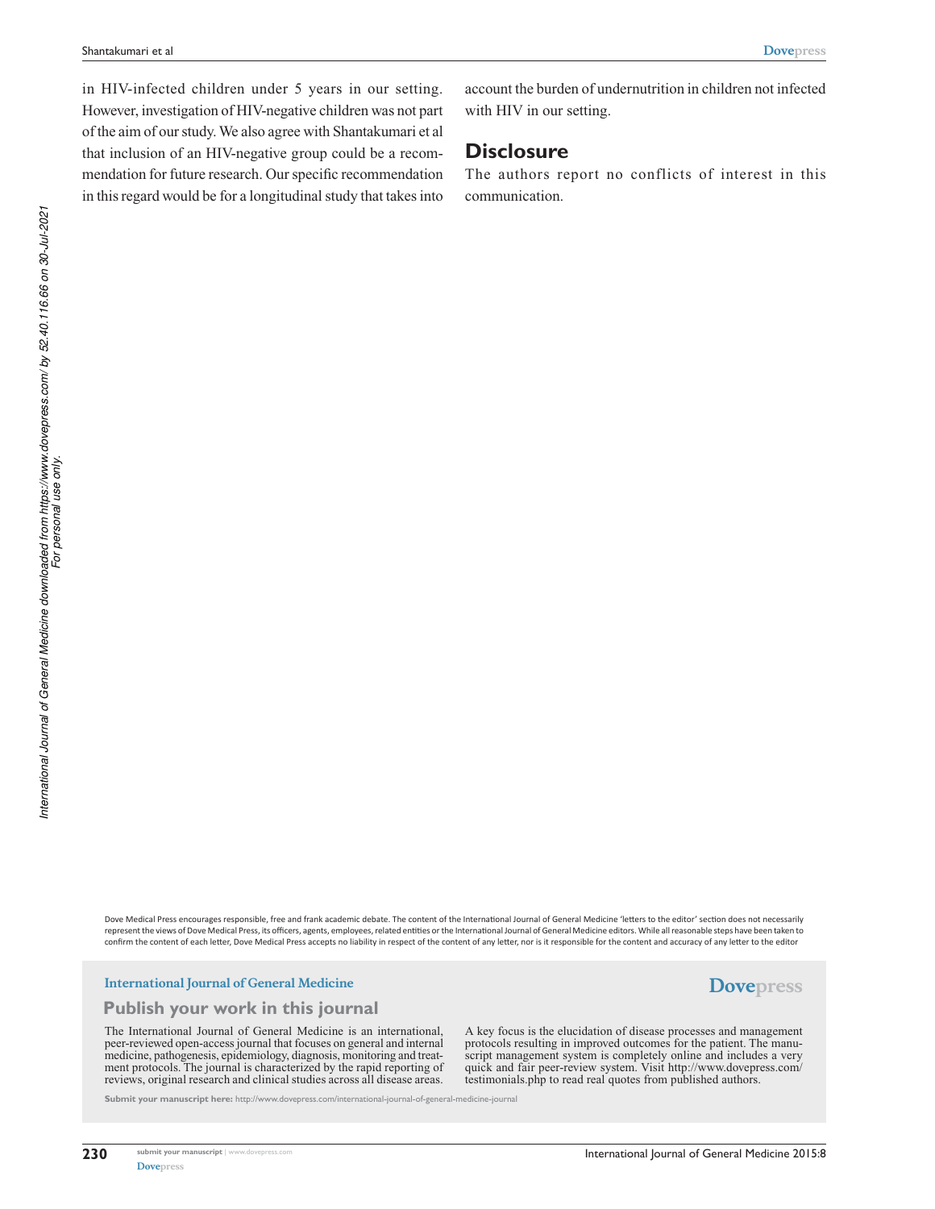in HIV-infected children under 5 years in our setting. However, investigation of HIV-negative children was not part of the aim of our study. We also agree with Shantakumari et al that inclusion of an HIV-negative group could be a recommendation for future research. Our specific recommendation in this regard would be for a longitudinal study that takes into account the burden of undernutrition in children not infected with HIV in our setting.

## Disclosure

The authors report no conflicts of interest in this communication.

Dove Medical Press encourages responsible, free and frank academic debate. The content of the International Journal of General Medicine 'letters to the editor' section does not necessarily represent the views of Dove Medical Press, its officers, agents, employees, related entities or the International Journal of General Medicine editors. While all reasonable steps have been taken to confirm the content of each letter, Dove Medical Press accepts no liability in respect of the content of any letter, nor is it responsible for the content and accuracy of any letter to the editor

**International Journal of General Medicine**

**Publish your work in this journal**

The International Journal of General Medicine is an international, peer-reviewed open-access journal that focuses on general and internal medicine, pathogenesis, epidemiology, diagnosis, monitoring and treatment protocols. The journal is characterized by the rapid reporting of reviews, original research and clinical studies across all disease areas. A key focus is the elucidation of disease processes and management protocols resulting in improved outcomes for the patient. The manuscript management system is completely online and includes a very quick and fair peer-review system. Visit http://www.dovepress.com/testimonials.php to read real quotes from published authors.

**Submit your manuscript here:** http://www.dovepress.com/international-journal-of-general-medicine-journal